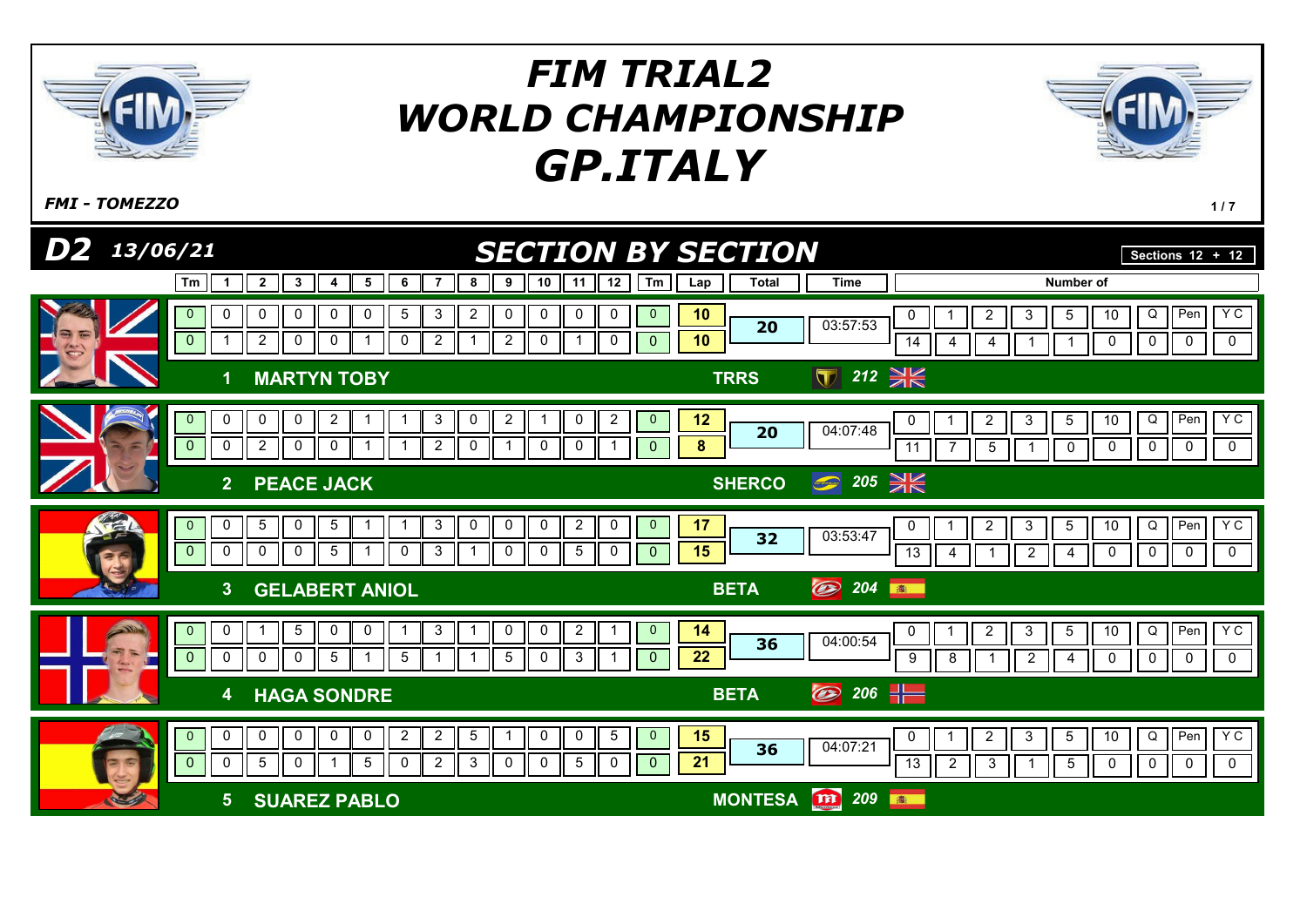# FIM TRIAL2 WORLD CHAMPIONSHIP GP.ITALY

*FMI - TOMEZZO*

## D2 13/06/21 — SECTION BY SECTION

Sections 12 + 12

| Pos | Rider | Team | No. | Lap | Tm | 1 | 2 | 3 | 4 | 5 | 6 | 7 | 8 | 9 | 10 | 11 | 12 | Tm | Lap total | Total | Time | 0 | 1 | 2 | 3 | 5 | 10 | Q | Pen | Y C |
|---|---|---|---|---|---|---|---|---|---|---|---|---|---|---|---|---|---|---|---|---|---|---|---|---|---|---|---|---|---|---|
| 1 | MARTYN TOBY | TRRS | 212 | 1 | 0 | 0 | 0 | 0 | 0 | 0 | 5 | 3 | 2 | 0 | 0 | 0 | 0 | 0 | 10 | 20 | 03:57:53 | 14 | 4 | 4 | 1 | 1 | 0 | 0 | 0 | 0 |
| | | | | 2 | 0 | 1 | 2 | 0 | 0 | 1 | 0 | 2 | 1 | 2 | 0 | 1 | 0 | 0 | 10 | | | | | | | | | | | |
| 2 | PEACE JACK | SHERCO | 205 | 1 | 0 | 0 | 0 | 0 | 2 | 1 | 1 | 3 | 0 | 2 | 1 | 0 | 2 | 0 | 12 | 20 | 04:07:48 | 11 | 7 | 5 | 1 | 0 | 0 | 0 | 0 | 0 |
| | | | | 2 | 0 | 0 | 2 | 0 | 0 | 1 | 1 | 2 | 0 | 1 | 0 | 0 | 1 | 0 | 8 | | | | | | | | | | | |
| 3 | GELABERT ANIOL | BETA | 204 | 1 | 0 | 0 | 5 | 0 | 5 | 1 | 1 | 3 | 0 | 0 | 0 | 2 | 0 | 0 | 17 | 32 | 03:53:47 | 13 | 4 | 1 | 2 | 4 | 0 | 0 | 0 | 0 |
| | | | | 2 | 0 | 0 | 0 | 0 | 5 | 1 | 0 | 3 | 1 | 0 | 0 | 5 | 0 | 0 | 15 | | | | | | | | | | | |
| 4 | HAGA SONDRE | BETA | 206 | 1 | 0 | 0 | 1 | 5 | 0 | 0 | 1 | 3 | 1 | 0 | 0 | 2 | 1 | 0 | 14 | 36 | 04:00:54 | 9 | 8 | 1 | 2 | 4 | 0 | 0 | 0 | 0 |
| | | | | 2 | 0 | 0 | 0 | 0 | 5 | 1 | 5 | 1 | 1 | 5 | 0 | 3 | 1 | 0 | 22 | | | | | | | | | | | |
| 5 | SUAREZ PABLO | MONTESA | 209 | 1 | 0 | 0 | 0 | 0 | 0 | 0 | 2 | 2 | 5 | 1 | 0 | 0 | 5 | 0 | 15 | 36 | 04:07:21 | 13 | 2 | 3 | 1 | 5 | 0 | 0 | 0 | 0 |
| | | | | 2 | 0 | 0 | 5 | 0 | 1 | 5 | 0 | 2 | 3 | 0 | 0 | 5 | 0 | 0 | 21 | | | | | | | | | | | |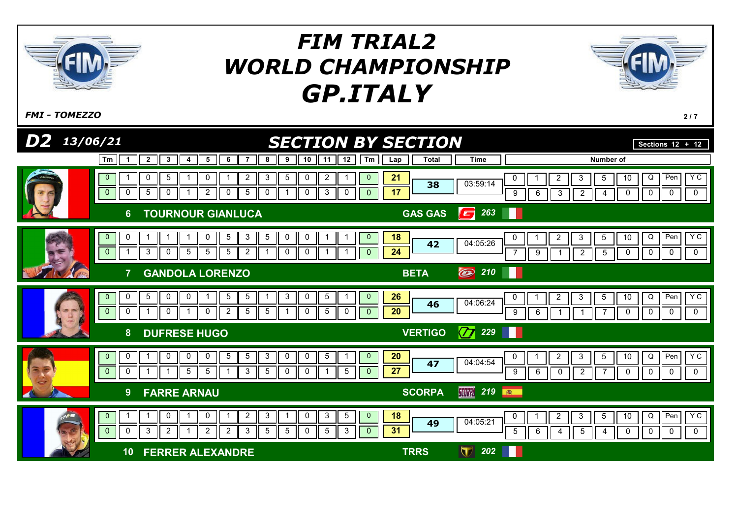# FIM TRIAL2 WORLD CHAMPIONSHIP GP.ITALY

*FMI - TOMEZZO*

## D2 13/06/21 — SECTION BY SECTION

Sections 12 + 12

| Pos | Rider | Brand | No. | Lap | Tm | 1 | 2 | 3 | 4 | 5 | 6 | 7 | 8 | 9 | 10 | 11 | 12 | Tm | Lap Total | Total | Time | 0 | 1 | 2 | 3 | 5 | 10 | Q | Pen | Y C |
|---|---|---|---|---|---|---|---|---|---|---|---|---|---|---|---|---|---|---|---|---|---|---|---|---|---|---|---|---|---|---|
| 6 | TOURNOUR GIANLUCA | GAS GAS | 263 | 1 | 0 | 1 | 0 | 5 | 1 | 0 | 1 | 2 | 3 | 5 | 0 | 2 | 1 | 0 | 21 | 38 | 03:59:14 | 9 | 6 | 3 | 2 | 4 | 0 | 0 | 0 | 0 |
| | | | | 2 | 0 | 0 | 5 | 0 | 1 | 2 | 0 | 5 | 0 | 1 | 0 | 3 | 0 | 0 | 17 | | | | | | | | | | | |
| 7 | GANDOLA LORENZO | BETA | 210 | 1 | 0 | 0 | 1 | 1 | 1 | 0 | 5 | 3 | 5 | 0 | 0 | 1 | 1 | 0 | 18 | 42 | 04:05:26 | 7 | 9 | 1 | 2 | 5 | 0 | 0 | 0 | 0 |
| | | | | 2 | 0 | 1 | 3 | 0 | 5 | 5 | 5 | 2 | 1 | 0 | 0 | 1 | 1 | 0 | 24 | | | | | | | | | | | |
| 8 | DUFRESE HUGO | VERTIGO | 229 | 1 | 0 | 0 | 5 | 0 | 0 | 1 | 5 | 5 | 1 | 3 | 0 | 5 | 1 | 0 | 26 | 46 | 04:06:24 | 9 | 6 | 1 | 1 | 7 | 0 | 0 | 0 | 0 |
| | | | | 2 | 0 | 0 | 1 | 0 | 1 | 0 | 2 | 5 | 5 | 1 | 0 | 5 | 0 | 0 | 20 | | | | | | | | | | | |
| 9 | FARRE ARNAU | SCORPA | 219 | 1 | 0 | 0 | 1 | 0 | 0 | 0 | 5 | 5 | 3 | 0 | 0 | 5 | 1 | 0 | 20 | 47 | 04:04:54 | 9 | 6 | 0 | 2 | 7 | 0 | 0 | 0 | 0 |
| | | | | 2 | 0 | 0 | 1 | 1 | 5 | 5 | 1 | 3 | 5 | 0 | 0 | 1 | 5 | 0 | 27 | | | | | | | | | | | |
| 10 | FERRER ALEXANDRE | TRRS | 202 | 1 | 0 | 1 | 1 | 0 | 1 | 0 | 1 | 2 | 3 | 1 | 0 | 3 | 5 | 0 | 18 | 49 | 04:05:21 | 5 | 6 | 4 | 5 | 4 | 0 | 0 | 0 | 0 |
| | | | | 2 | 0 | 0 | 3 | 2 | 1 | 2 | 2 | 3 | 5 | 5 | 0 | 5 | 3 | 0 | 31 | | | | | | | | | | | |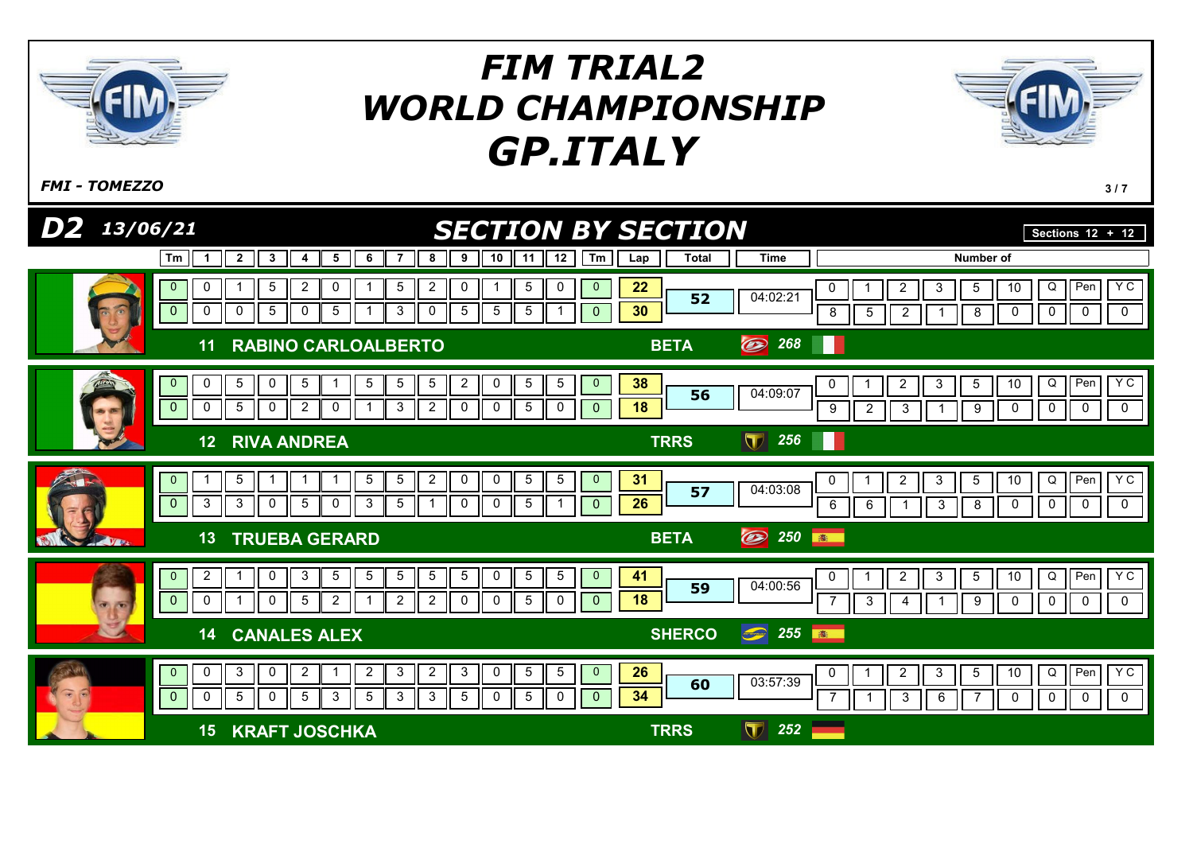# FIM TRIAL2 WORLD CHAMPIONSHIP GP.ITALY

*FMI - TOMEZZO*

## D2 13/06/21 — SECTION BY SECTION

Sections 12 + 12

| Rider | Lap | Tm | 1 | 2 | 3 | 4 | 5 | 6 | 7 | 8 | 9 | 10 | 11 | 12 | Tm | Lap score | Total | Time |
|---|---|---|---|---|---|---|---|---|---|---|---|---|---|---|---|---|---|---|
| 11 RABINO CARLOALBERTO – BETA 268 – ITA | 1 | 0 | 0 | 1 | 5 | 2 | 0 | 1 | 5 | 2 | 0 | 1 | 5 | 0 | 0 | 22 | 52 | 04:02:21 |
| | 2 | 0 | 0 | 0 | 5 | 0 | 5 | 1 | 3 | 0 | 5 | 5 | 5 | 1 | 0 | 30 | | |
| 12 RIVA ANDREA – TRRS 256 – ITA | 1 | 0 | 0 | 5 | 0 | 5 | 1 | 5 | 5 | 5 | 2 | 0 | 5 | 5 | 0 | 38 | 56 | 04:09:07 |
| | 2 | 0 | 0 | 5 | 0 | 2 | 0 | 1 | 3 | 2 | 0 | 0 | 5 | 0 | 0 | 18 | | |
| 13 TRUEBA GERARD – BETA 250 – ESP | 1 | 0 | 1 | 5 | 1 | 1 | 1 | 5 | 5 | 2 | 0 | 0 | 5 | 5 | 0 | 31 | 57 | 04:03:08 |
| | 2 | 0 | 3 | 3 | 0 | 5 | 0 | 3 | 5 | 1 | 0 | 0 | 5 | 1 | 0 | 26 | | |
| 14 CANALES ALEX – SHERCO 255 – ESP | 1 | 0 | 2 | 1 | 0 | 3 | 5 | 5 | 5 | 5 | 5 | 0 | 5 | 5 | 0 | 41 | 59 | 04:00:56 |
| | 2 | 0 | 0 | 1 | 0 | 5 | 2 | 1 | 2 | 2 | 0 | 0 | 5 | 0 | 0 | 18 | | |
| 15 KRAFT JOSCHKA – TRRS 252 – GER | 1 | 0 | 0 | 3 | 0 | 2 | 1 | 2 | 3 | 2 | 3 | 0 | 5 | 5 | 0 | 26 | 60 | 03:57:39 |
| | 2 | 0 | 0 | 5 | 0 | 5 | 3 | 5 | 3 | 3 | 5 | 0 | 5 | 0 | 0 | 34 | | |

### Number of

| Rider | 0 | 1 | 2 | 3 | 5 | 10 | Q | Pen | Y C |
|---|---|---|---|---|---|---|---|---|---|
| 11 RABINO CARLOALBERTO | 8 | 5 | 2 | 1 | 8 | 0 | 0 | 0 | 0 |
| 12 RIVA ANDREA | 9 | 2 | 3 | 1 | 9 | 0 | 0 | 0 | 0 |
| 13 TRUEBA GERARD | 6 | 6 | 1 | 3 | 8 | 0 | 0 | 0 | 0 |
| 14 CANALES ALEX | 7 | 3 | 4 | 1 | 9 | 0 | 0 | 0 | 0 |
| 15 KRAFT JOSCHKA | 7 | 1 | 3 | 6 | 7 | 0 | 0 | 0 | 0 |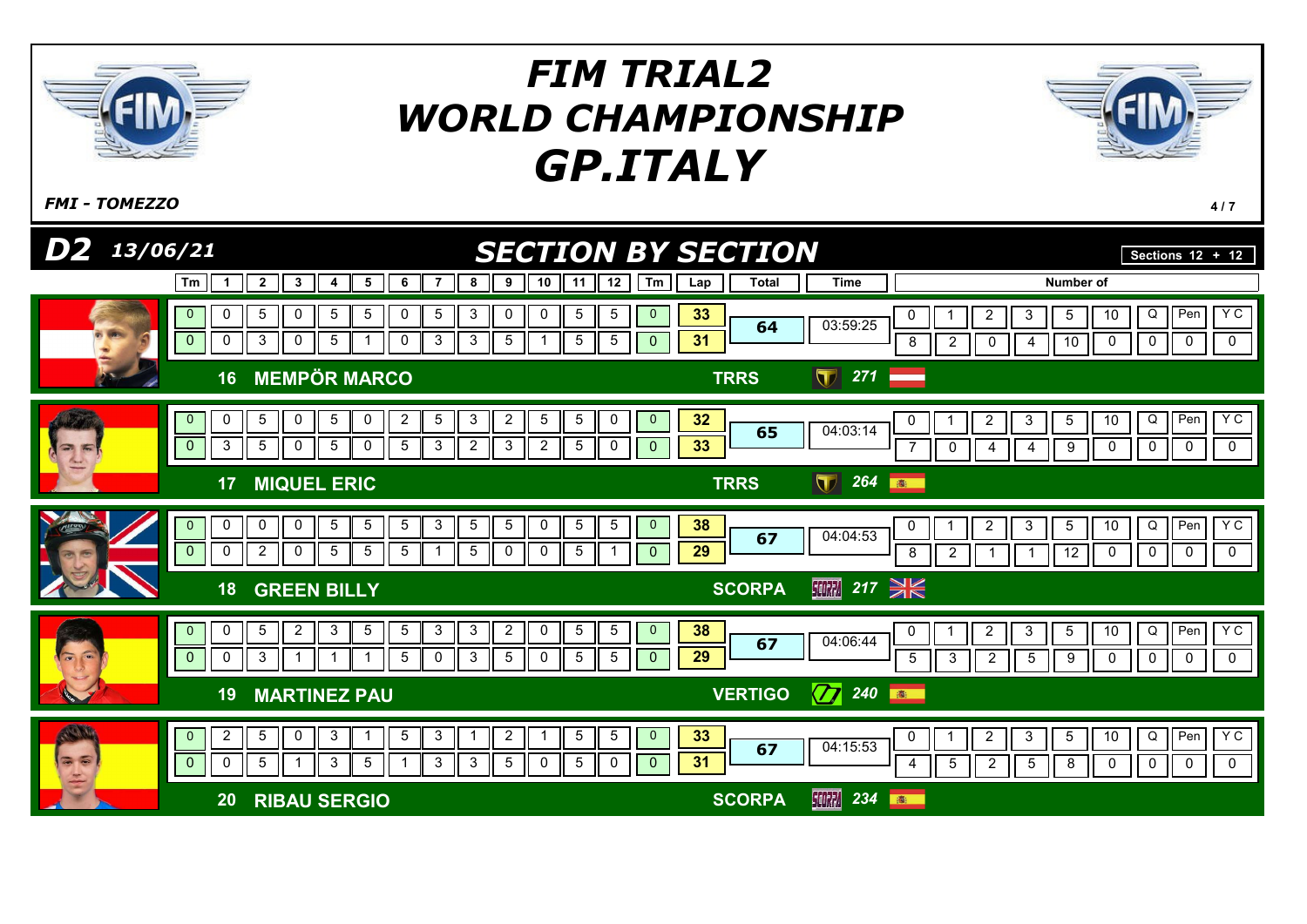# FIM TRIAL2 WORLD CHAMPIONSHIP GP.ITALY

*FMI - TOMEZZO*

## D2 13/06/21 — SECTION BY SECTION

Sections 12 + 12

| No. | Rider | Make | Tm | 1 | 2 | 3 | 4 | 5 | 6 | 7 | 8 | 9 | 10 | 11 | 12 | Tm | Lap | Total | Time | 0 | 1 | 2 | 3 | 5 | 10 | Q | Pen | Y C |
|---|---|---|---|---|---|---|---|---|---|---|---|---|---|---|---|---|---|---|---|---|---|---|---|---|---|---|---|---|
| 16 | MEMPÖR MARCO | TRRS 271 | 0 | 0 | 5 | 0 | 5 | 5 | 0 | 5 | 3 | 0 | 0 | 5 | 5 | 0 | 33 | 64 | 03:59:25 | 8 | 2 | 0 | 4 | 10 | 0 | 0 | 0 | 0 |
| | | | 0 | 0 | 3 | 0 | 5 | 1 | 0 | 3 | 3 | 5 | 1 | 5 | 5 | 0 | 31 | | | | | | | | | | | |
| 17 | MIQUEL ERIC | TRRS 264 | 0 | 0 | 5 | 0 | 5 | 0 | 2 | 5 | 3 | 2 | 5 | 5 | 0 | 0 | 32 | 65 | 04:03:14 | 7 | 0 | 4 | 4 | 9 | 0 | 0 | 0 | 0 |
| | | | 0 | 3 | 5 | 0 | 5 | 0 | 5 | 3 | 2 | 3 | 2 | 5 | 0 | 0 | 33 | | | | | | | | | | | |
| 18 | GREEN BILLY | SCORPA 217 | 0 | 0 | 0 | 0 | 5 | 5 | 5 | 3 | 5 | 5 | 0 | 5 | 5 | 0 | 38 | 67 | 04:04:53 | 8 | 2 | 1 | 1 | 12 | 0 | 0 | 0 | 0 |
| | | | 0 | 0 | 2 | 0 | 5 | 5 | 5 | 1 | 5 | 0 | 0 | 5 | 1 | 0 | 29 | | | | | | | | | | | |
| 19 | MARTINEZ PAU | VERTIGO 240 | 0 | 0 | 5 | 2 | 3 | 5 | 5 | 3 | 3 | 2 | 0 | 5 | 5 | 0 | 38 | 67 | 04:06:44 | 5 | 3 | 2 | 5 | 9 | 0 | 0 | 0 | 0 |
| | | | 0 | 0 | 3 | 1 | 1 | 1 | 5 | 0 | 3 | 5 | 0 | 5 | 5 | 0 | 29 | | | | | | | | | | | |
| 20 | RIBAU SERGIO | SCORPA 234 | 0 | 2 | 5 | 0 | 3 | 1 | 5 | 3 | 1 | 2 | 1 | 5 | 5 | 0 | 33 | 67 | 04:15:53 | 4 | 5 | 2 | 5 | 8 | 0 | 0 | 0 | 0 |
| | | | 0 | 0 | 5 | 1 | 3 | 5 | 1 | 3 | 3 | 5 | 0 | 5 | 0 | 0 | 31 | | | | | | | | | | | |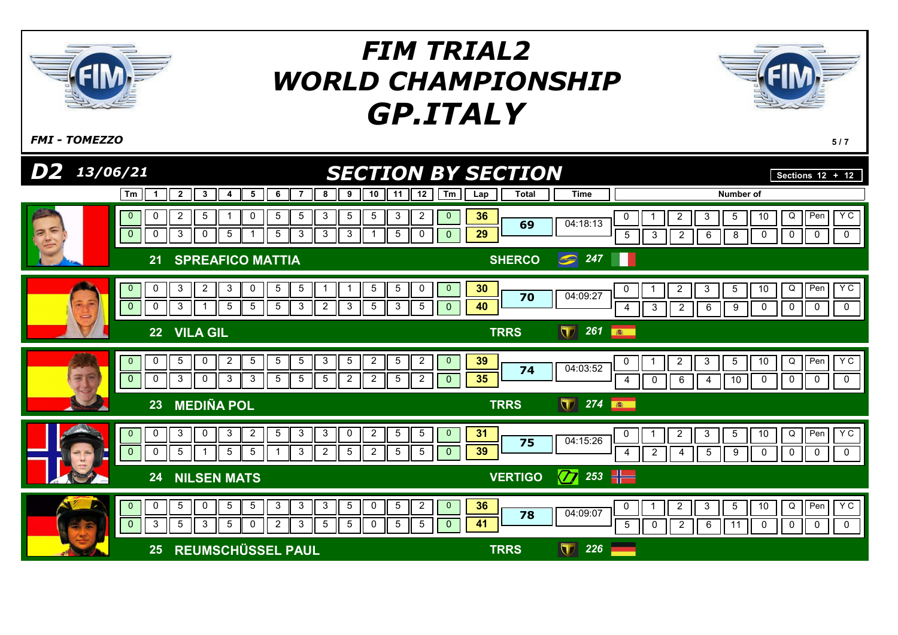# FIM TRIAL2 WORLD CHAMPIONSHIP GP.ITALY

*FMI - TOMEZZO*

## D2 13/06/21 — SECTION BY SECTION

Sections 12 + 12

| Rider | Tm | 1 | 2 | 3 | 4 | 5 | 6 | 7 | 8 | 9 | 10 | 11 | 12 | Tm | Lap | Total | Time | 0 | 1 | 2 | 3 | 5 | 10 | Q | Pen | Y C |
|---|---|---|---|---|---|---|---|---|---|---|---|---|---|---|---|---|---|---|---|---|---|---|---|---|---|---|
| 21 SPREAFICO MATTIA – SHERCO 247 | 0 | 0 | 2 | 5 | 1 | 0 | 5 | 5 | 3 | 5 | 5 | 3 | 2 | 0 | 36 | 69 | 04:18:13 | 5 | 3 | 2 | 6 | 8 | 0 | 0 | 0 | 0 |
| | 0 | 0 | 3 | 0 | 5 | 1 | 5 | 3 | 3 | 3 | 1 | 5 | 0 | 0 | 29 | | | | | | | | | | | |
| 22 VILA GIL – TRRS 261 | 0 | 0 | 3 | 2 | 3 | 0 | 5 | 5 | 1 | 1 | 5 | 5 | 0 | 0 | 30 | 70 | 04:09:27 | 4 | 3 | 2 | 6 | 9 | 0 | 0 | 0 | 0 |
| | 0 | 0 | 3 | 1 | 5 | 5 | 5 | 3 | 2 | 3 | 5 | 3 | 5 | 0 | 40 | | | | | | | | | | | |
| 23 MEDIÑA POL – TRRS 274 | 0 | 0 | 5 | 0 | 2 | 5 | 5 | 5 | 3 | 5 | 2 | 5 | 2 | 0 | 39 | 74 | 04:03:52 | 4 | 0 | 6 | 4 | 10 | 0 | 0 | 0 | 0 |
| | 0 | 0 | 3 | 0 | 3 | 3 | 5 | 5 | 5 | 2 | 2 | 5 | 2 | 0 | 35 | | | | | | | | | | | |
| 24 NILSEN MATS – VERTIGO 253 | 0 | 0 | 3 | 0 | 3 | 2 | 5 | 3 | 3 | 0 | 2 | 5 | 5 | 0 | 31 | 75 | 04:15:26 | 4 | 2 | 4 | 5 | 9 | 0 | 0 | 0 | 0 |
| | 0 | 0 | 5 | 1 | 5 | 5 | 1 | 3 | 2 | 5 | 2 | 5 | 5 | 0 | 39 | | | | | | | | | | | |
| 25 REUMSCHÜSSEL PAUL – TRRS 226 | 0 | 0 | 5 | 0 | 5 | 5 | 3 | 3 | 3 | 5 | 0 | 5 | 2 | 0 | 36 | 78 | 04:09:07 | 5 | 0 | 2 | 6 | 11 | 0 | 0 | 0 | 0 |
| | 0 | 3 | 5 | 3 | 5 | 0 | 2 | 3 | 5 | 5 | 0 | 5 | 5 | 0 | 41 | | | | | | | | | | | |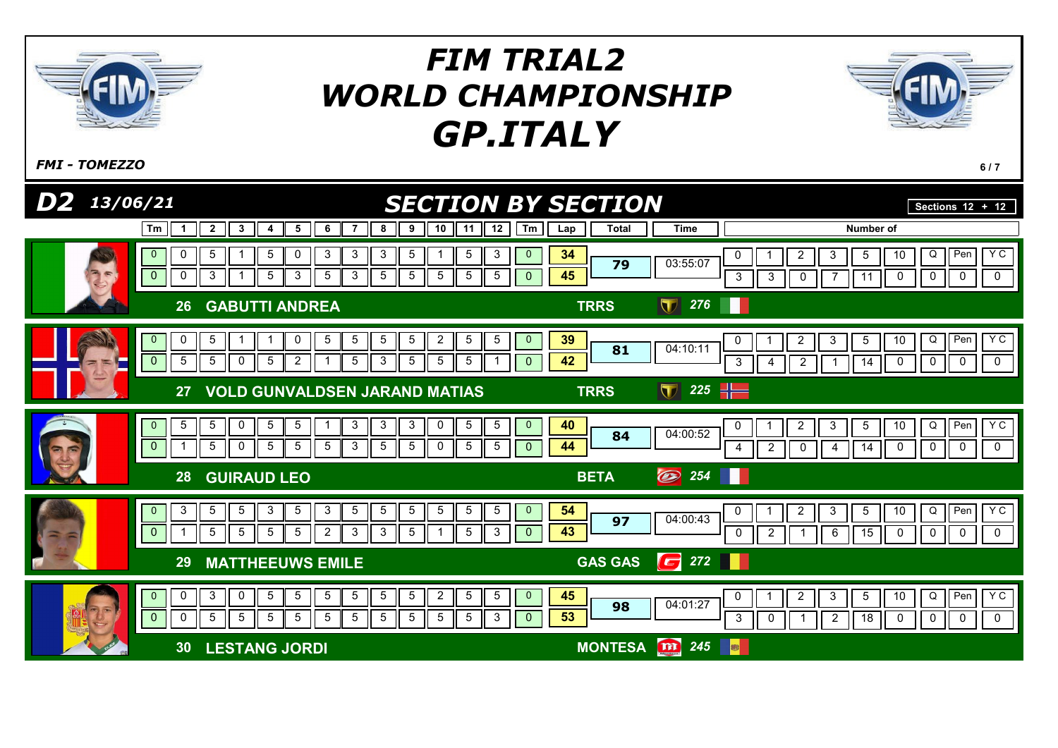# FIM TRIAL2 WORLD CHAMPIONSHIP GP.ITALY

*FMI - TOMEZZO*

## D2 13/06/21 — SECTION BY SECTION

Sections 12 + 12

| Pos | Rider | Nat | Make | Nr | Lap | Tm | 1 | 2 | 3 | 4 | 5 | 6 | 7 | 8 | 9 | 10 | 11 | 12 | Tm | Lap | Total | Time | 0 | 1 | 2 | 3 | 5 | 10 | Q | Pen | Y C |
|---|---|---|---|---|---|---|---|---|---|---|---|---|---|---|---|---|---|---|---|---|---|---|---|---|---|---|---|---|---|---|---|
| 26 | GABUTTI ANDREA | ITA | TRRS | 276 | 1 | 0 | 0 | 5 | 1 | 5 | 0 | 3 | 3 | 3 | 5 | 1 | 5 | 3 | 0 | 34 | 79 | 03:55:07 | 0 | 1 | 2 | 3 | 5 | 10 | Q | Pen | Y C |
| | | | | | 2 | 0 | 0 | 3 | 1 | 5 | 3 | 5 | 3 | 5 | 5 | 5 | 5 | 5 | 0 | 45 | | | 3 | 3 | 0 | 7 | 11 | 0 | 0 | 0 | 0 |
| 27 | VOLD GUNVALDSEN JARAND MATIAS | NOR | TRRS | 225 | 1 | 0 | 0 | 5 | 1 | 1 | 0 | 5 | 5 | 5 | 5 | 2 | 5 | 5 | 0 | 39 | 81 | 04:10:11 | 0 | 1 | 2 | 3 | 5 | 10 | Q | Pen | Y C |
| | | | | | 2 | 0 | 5 | 5 | 0 | 5 | 2 | 1 | 5 | 3 | 5 | 5 | 5 | 1 | 0 | 42 | | | 3 | 4 | 2 | 1 | 14 | 0 | 0 | 0 | 0 |
| 28 | GUIRAUD LEO | FRA | BETA | 254 | 1 | 0 | 5 | 5 | 0 | 5 | 5 | 1 | 3 | 3 | 3 | 0 | 5 | 5 | 0 | 40 | 84 | 04:00:52 | 0 | 1 | 2 | 3 | 5 | 10 | Q | Pen | Y C |
| | | | | | 2 | 0 | 1 | 5 | 0 | 5 | 5 | 5 | 3 | 5 | 5 | 0 | 5 | 5 | 0 | 44 | | | 4 | 2 | 0 | 4 | 14 | 0 | 0 | 0 | 0 |
| 29 | MATTHEEUWS EMILE | BEL | GAS GAS | 272 | 1 | 0 | 3 | 5 | 5 | 3 | 5 | 3 | 5 | 5 | 5 | 5 | 5 | 5 | 0 | 54 | 97 | 04:00:43 | 0 | 1 | 2 | 3 | 5 | 10 | Q | Pen | Y C |
| | | | | | 2 | 0 | 1 | 5 | 5 | 5 | 5 | 2 | 3 | 3 | 5 | 1 | 5 | 3 | 0 | 43 | | | 0 | 2 | 1 | 6 | 15 | 0 | 0 | 0 | 0 |
| 30 | LESTANG JORDI | AND | MONTESA | 245 | 1 | 0 | 0 | 3 | 0 | 5 | 5 | 5 | 5 | 5 | 5 | 2 | 5 | 5 | 0 | 45 | 98 | 04:01:27 | 0 | 1 | 2 | 3 | 5 | 10 | Q | Pen | Y C |
| | | | | | 2 | 0 | 0 | 5 | 5 | 5 | 5 | 5 | 5 | 5 | 5 | 5 | 5 | 3 | 0 | 53 | | | 3 | 0 | 1 | 2 | 18 | 0 | 0 | 0 | 0 |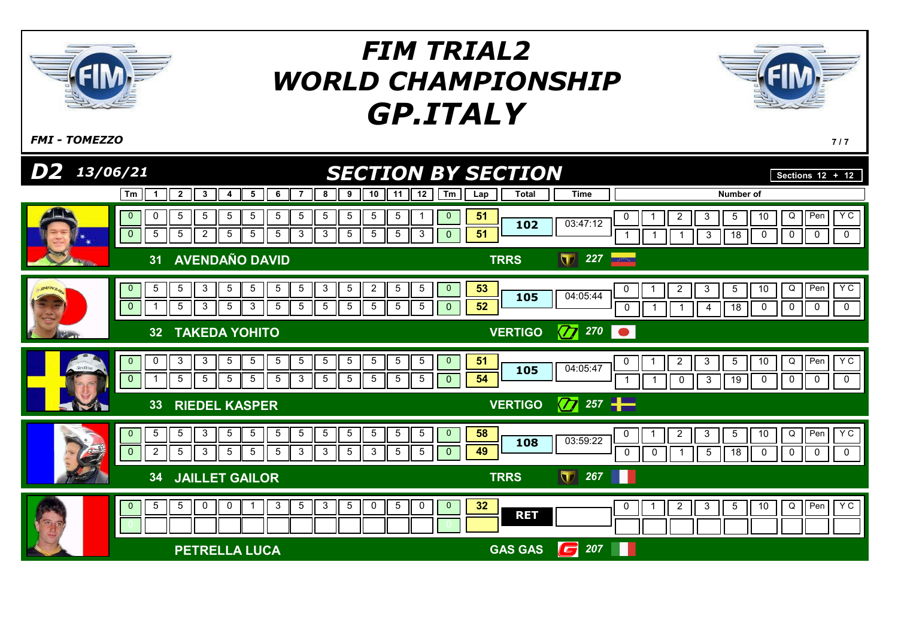# FIM TRIAL2 WORLD CHAMPIONSHIP GP.ITALY

*FMI - TOMEZZO*

## D2 13/06/21 — SECTION BY SECTION

Sections 12 + 12

| No. | Rider | Team | Bike No. | Lap | Tm | 1 | 2 | 3 | 4 | 5 | 6 | 7 | 8 | 9 | 10 | 11 | 12 | Tm | Lap | Total | Time | 0 | 1 | 2 | 3 | 5 | 10 | Q | Pen | Y C |
|---|---|---|---|---|---|---|---|---|---|---|---|---|---|---|---|---|---|---|---|---|---|---|---|---|---|---|---|---|---|---|
| 31 | AVENDAÑO DAVID | TRRS | 227 | 1 | 0 | 0 | 5 | 5 | 5 | 5 | 5 | 5 | 5 | 5 | 5 | 5 | 1 | 0 | 51 | 102 | 03:47:12 | 0 | 1 | 2 | 3 | 5 | 10 | Q | Pen | Y C |
| | | | | 2 | 0 | 5 | 5 | 2 | 5 | 5 | 5 | 3 | 3 | 5 | 5 | 5 | 3 | 0 | 51 | | | 1 | 1 | 1 | 3 | 18 | 0 | 0 | 0 | 0 |
| 32 | TAKEDA YOHITO | VERTIGO | 270 | 1 | 0 | 5 | 5 | 3 | 5 | 5 | 5 | 5 | 3 | 5 | 2 | 5 | 5 | 0 | 53 | 105 | 04:05:44 | 0 | 1 | 2 | 3 | 5 | 10 | Q | Pen | Y C |
| | | | | 2 | 0 | 1 | 5 | 3 | 5 | 3 | 5 | 5 | 5 | 5 | 5 | 5 | 5 | 0 | 52 | | | 0 | 1 | 1 | 4 | 18 | 0 | 0 | 0 | 0 |
| 33 | RIEDEL KASPER | VERTIGO | 257 | 1 | 0 | 0 | 3 | 3 | 5 | 5 | 5 | 5 | 5 | 5 | 5 | 5 | 5 | 0 | 51 | 105 | 04:05:47 | 0 | 1 | 2 | 3 | 5 | 10 | Q | Pen | Y C |
| | | | | 2 | 0 | 1 | 5 | 5 | 5 | 5 | 5 | 3 | 5 | 5 | 5 | 5 | 5 | 0 | 54 | | | 1 | 1 | 0 | 3 | 19 | 0 | 0 | 0 | 0 |
| 34 | JAILLET GAILOR | TRRS | 267 | 1 | 0 | 5 | 5 | 3 | 5 | 5 | 5 | 5 | 5 | 5 | 5 | 5 | 5 | 0 | 58 | 108 | 03:59:22 | 0 | 1 | 2 | 3 | 5 | 10 | Q | Pen | Y C |
| | | | | 2 | 0 | 2 | 5 | 3 | 5 | 5 | 5 | 3 | 3 | 5 | 3 | 5 | 5 | 0 | 49 | | | 0 | 0 | 1 | 5 | 18 | 0 | 0 | 0 | 0 |
| | PETRELLA LUCA | GAS GAS | 207 | 1 | 0 | 5 | 5 | 0 | 0 | 1 | 3 | 5 | 3 | 5 | 0 | 5 | 0 | 0 | 32 | RET | | 0 | 1 | 2 | 3 | 5 | 10 | Q | Pen | Y C |
| | | | | 2 | 0 | | | | | | | | | | | | | 0 | | | | | | | | | | | | |